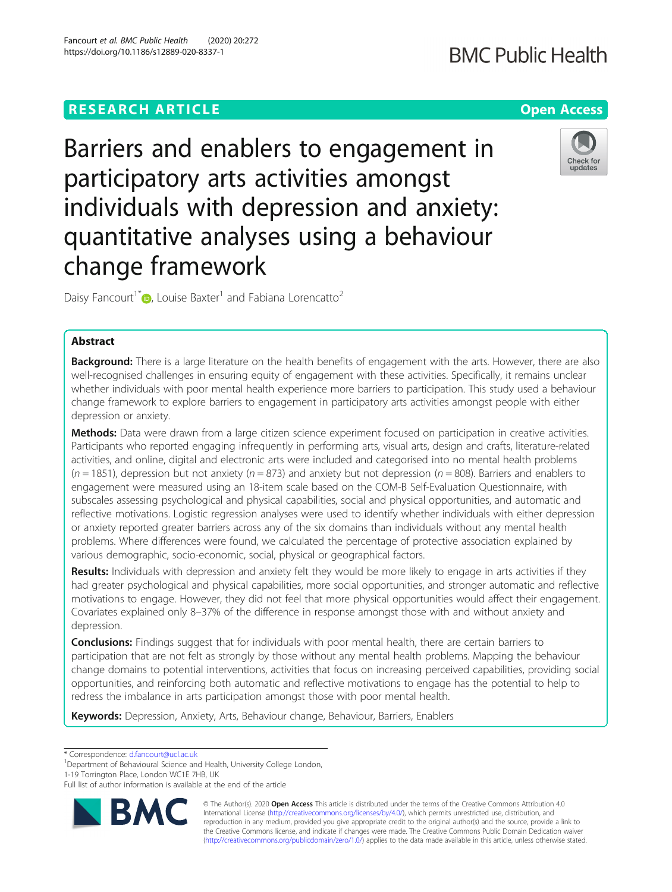RESEARCH ARTICLE

Open Access

# Barriers and enablers to engagement in participatory arts activities amongst individuals with depression and anxiety: quantitative analyses using a behaviour change framework

Daisy Fancourt[1*], Louise Baxter[1] and Fabiana Lorencatto[2]

## Abstract

**Background:** There is a large literature on the health benefits of engagement with the arts. However, there are also well-recognised challenges in ensuring equity of engagement with these activities. Specifically, it remains unclear whether individuals with poor mental health experience more barriers to participation. This study used a behaviour change framework to explore barriers to engagement in participatory arts activities amongst people with either depression or anxiety.

**Methods:** Data were drawn from a large citizen science experiment focused on participation in creative activities. Participants who reported engaging infrequently in performing arts, visual arts, design and crafts, literature-related activities, and online, digital and electronic arts were included and categorised into no mental health problems ($n = 1851$), depression but not anxiety ($n = 873$) and anxiety but not depression ($n = 808$). Barriers and enablers to engagement were measured using an 18-item scale based on the COM-B Self-Evaluation Questionnaire, with subscales assessing psychological and physical capabilities, social and physical opportunities, and automatic and reflective motivations. Logistic regression analyses were used to identify whether individuals with either depression or anxiety reported greater barriers across any of the six domains than individuals without any mental health problems. Where differences were found, we calculated the percentage of protective association explained by various demographic, socio-economic, social, physical or geographical factors.

**Results:** Individuals with depression and anxiety felt they would be more likely to engage in arts activities if they had greater psychological and physical capabilities, more social opportunities, and stronger automatic and reflective motivations to engage. However, they did not feel that more physical opportunities would affect their engagement. Covariates explained only 8–37% of the difference in response amongst those with and without anxiety and depression.

**Conclusions:** Findings suggest that for individuals with poor mental health, there are certain barriers to participation that are not felt as strongly by those without any mental health problems. Mapping the behaviour change domains to potential interventions, activities that focus on increasing perceived capabilities, providing social opportunities, and reinforcing both automatic and reflective motivations to engage has the potential to help to redress the imbalance in arts participation amongst those with poor mental health.

**Keywords:** Depression, Anxiety, Arts, Behaviour change, Behaviour, Barriers, Enablers

\* Correspondence: d.fancourt@ucl.ac.uk
[1]Department of Behavioural Science and Health, University College London, 1-19 Torrington Place, London WC1E 7HB, UK
Full list of author information is available at the end of the article

© The Author(s). 2020 **Open Access** This article is distributed under the terms of the Creative Commons Attribution 4.0 International License (http://creativecommons.org/licenses/by/4.0/), which permits unrestricted use, distribution, and reproduction in any medium, provided you give appropriate credit to the original author(s) and the source, provide a link to the Creative Commons license, and indicate if changes were made. The Creative Commons Public Domain Dedication waiver (http://creativecommons.org/publicdomain/zero/1.0/) applies to the data made available in this article, unless otherwise stated.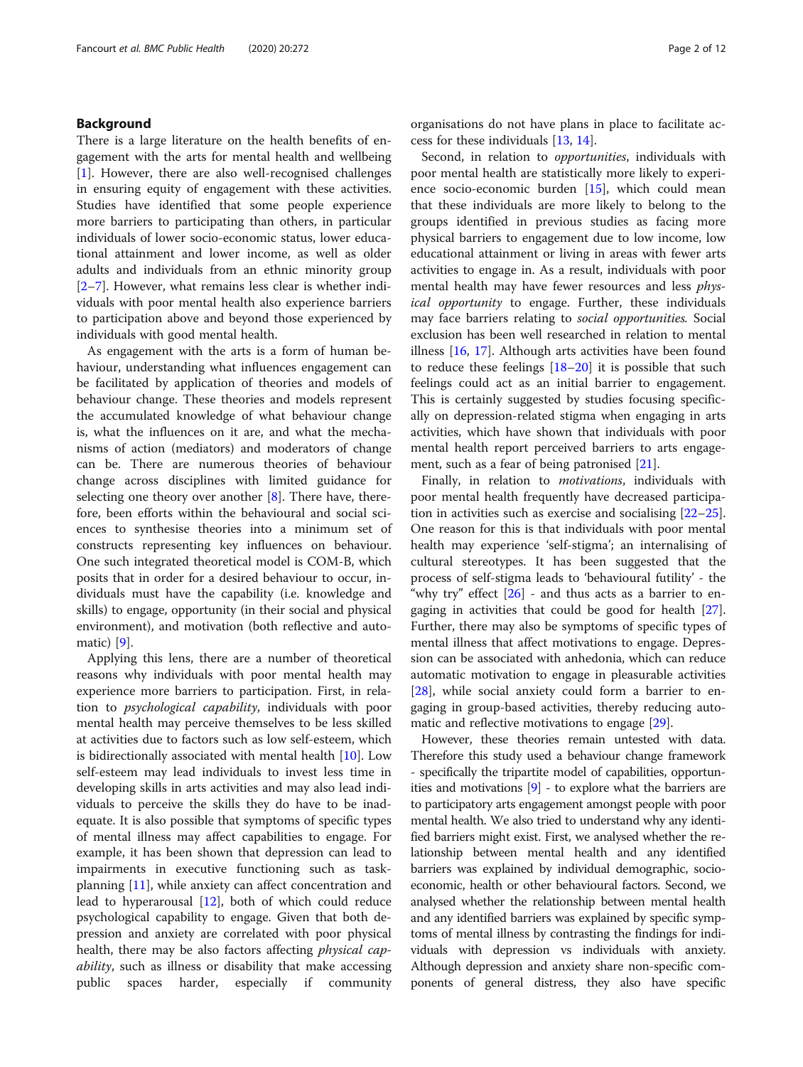## Background

There is a large literature on the health benefits of engagement with the arts for mental health and wellbeing [1]. However, there are also well-recognised challenges in ensuring equity of engagement with these activities. Studies have identified that some people experience more barriers to participating than others, in particular individuals of lower socio-economic status, lower educational attainment and lower income, as well as older adults and individuals from an ethnic minority group [2–7]. However, what remains less clear is whether individuals with poor mental health also experience barriers to participation above and beyond those experienced by individuals with good mental health.

As engagement with the arts is a form of human behaviour, understanding what influences engagement can be facilitated by application of theories and models of behaviour change. These theories and models represent the accumulated knowledge of what behaviour change is, what the influences on it are, and what the mechanisms of action (mediators) and moderators of change can be. There are numerous theories of behaviour change across disciplines with limited guidance for selecting one theory over another [8]. There have, therefore, been efforts within the behavioural and social sciences to synthesise theories into a minimum set of constructs representing key influences on behaviour. One such integrated theoretical model is COM-B, which posits that in order for a desired behaviour to occur, individuals must have the capability (i.e. knowledge and skills) to engage, opportunity (in their social and physical environment), and motivation (both reflective and automatic) [9].

Applying this lens, there are a number of theoretical reasons why individuals with poor mental health may experience more barriers to participation. First, in relation to *psychological capability*, individuals with poor mental health may perceive themselves to be less skilled at activities due to factors such as low self-esteem, which is bidirectionally associated with mental health [10]. Low self-esteem may lead individuals to invest less time in developing skills in arts activities and may also lead individuals to perceive the skills they do have to be inadequate. It is also possible that symptoms of specific types of mental illness may affect capabilities to engage. For example, it has been shown that depression can lead to impairments in executive functioning such as task-planning [11], while anxiety can affect concentration and lead to hyperarousal [12], both of which could reduce psychological capability to engage. Given that both depression and anxiety are correlated with poor physical health, there may be also factors affecting *physical capability*, such as illness or disability that make accessing public spaces harder, especially if community organisations do not have plans in place to facilitate access for these individuals [13, 14].

Second, in relation to *opportunities*, individuals with poor mental health are statistically more likely to experience socio-economic burden [15], which could mean that these individuals are more likely to belong to the groups identified in previous studies as facing more physical barriers to engagement due to low income, low educational attainment or living in areas with fewer arts activities to engage in. As a result, individuals with poor mental health may have fewer resources and less *physical opportunity* to engage. Further, these individuals may face barriers relating to *social opportunities.* Social exclusion has been well researched in relation to mental illness [16, 17]. Although arts activities have been found to reduce these feelings [18–20] it is possible that such feelings could act as an initial barrier to engagement. This is certainly suggested by studies focusing specifically on depression-related stigma when engaging in arts activities, which have shown that individuals with poor mental health report perceived barriers to arts engagement, such as a fear of being patronised [21].

Finally, in relation to *motivations*, individuals with poor mental health frequently have decreased participation in activities such as exercise and socialising [22–25]. One reason for this is that individuals with poor mental health may experience 'self-stigma'; an internalising of cultural stereotypes. It has been suggested that the process of self-stigma leads to 'behavioural futility' - the "why try" effect [26] - and thus acts as a barrier to engaging in activities that could be good for health [27]. Further, there may also be symptoms of specific types of mental illness that affect motivations to engage. Depression can be associated with anhedonia, which can reduce automatic motivation to engage in pleasurable activities [28], while social anxiety could form a barrier to engaging in group-based activities, thereby reducing automatic and reflective motivations to engage [29].

However, these theories remain untested with data. Therefore this study used a behaviour change framework - specifically the tripartite model of capabilities, opportunities and motivations [9] - to explore what the barriers are to participatory arts engagement amongst people with poor mental health. We also tried to understand why any identified barriers might exist. First, we analysed whether the relationship between mental health and any identified barriers was explained by individual demographic, socio-economic, health or other behavioural factors. Second, we analysed whether the relationship between mental health and any identified barriers was explained by specific symptoms of mental illness by contrasting the findings for individuals with depression vs individuals with anxiety. Although depression and anxiety share non-specific components of general distress, they also have specific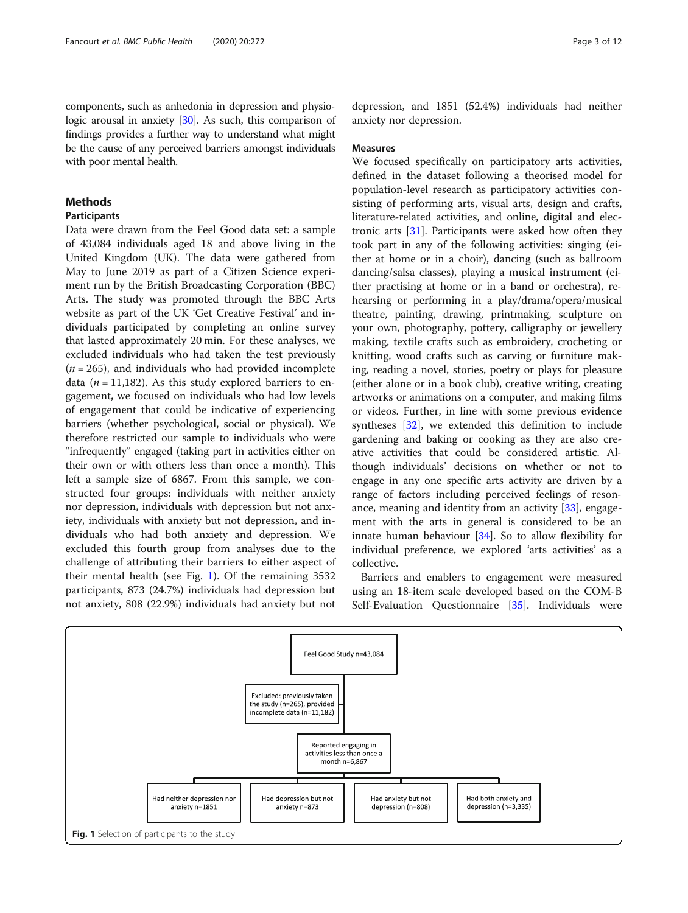components, such as anhedonia in depression and physiologic arousal in anxiety [30]. As such, this comparison of findings provides a further way to understand what might be the cause of any perceived barriers amongst individuals with poor mental health.

## Methods

### Participants

Data were drawn from the Feel Good data set: a sample of 43,084 individuals aged 18 and above living in the United Kingdom (UK). The data were gathered from May to June 2019 as part of a Citizen Science experiment run by the British Broadcasting Corporation (BBC) Arts. The study was promoted through the BBC Arts website as part of the UK 'Get Creative Festival' and individuals participated by completing an online survey that lasted approximately 20 min. For these analyses, we excluded individuals who had taken the test previously ($n = 265$), and individuals who had provided incomplete data ($n = 11,182$). As this study explored barriers to engagement, we focused on individuals who had low levels of engagement that could be indicative of experiencing barriers (whether psychological, social or physical). We therefore restricted our sample to individuals who were "infrequently" engaged (taking part in activities either on their own or with others less than once a month). This left a sample size of 6867. From this sample, we constructed four groups: individuals with neither anxiety nor depression, individuals with depression but not anxiety, individuals with anxiety but not depression, and individuals who had both anxiety and depression. We excluded this fourth group from analyses due to the challenge of attributing their barriers to either aspect of their mental health (see Fig. 1). Of the remaining 3532 participants, 873 (24.7%) individuals had depression but not anxiety, 808 (22.9%) individuals had anxiety but not depression, and 1851 (52.4%) individuals had neither anxiety nor depression.

### Measures

We focused specifically on participatory arts activities, defined in the dataset following a theorised model for population-level research as participatory activities consisting of performing arts, visual arts, design and crafts, literature-related activities, and online, digital and electronic arts [31]. Participants were asked how often they took part in any of the following activities: singing (either at home or in a choir), dancing (such as ballroom dancing/salsa classes), playing a musical instrument (either practising at home or in a band or orchestra), rehearsing or performing in a play/drama/opera/musical theatre, painting, drawing, printmaking, sculpture on your own, photography, pottery, calligraphy or jewellery making, textile crafts such as embroidery, crocheting or knitting, wood crafts such as carving or furniture making, reading a novel, stories, poetry or plays for pleasure (either alone or in a book club), creative writing, creating artworks or animations on a computer, and making films or videos. Further, in line with some previous evidence syntheses [32], we extended this definition to include gardening and baking or cooking as they are also creative activities that could be considered artistic. Although individuals' decisions on whether or not to engage in any one specific arts activity are driven by a range of factors including perceived feelings of resonance, meaning and identity from an activity [33], engagement with the arts in general is considered to be an innate human behaviour [34]. So to allow flexibility for individual preference, we explored 'arts activities' as a collective.

Barriers and enablers to engagement were measured using an 18-item scale developed based on the COM-B Self-Evaluation Questionnaire [35]. Individuals were

Feel Good Study n=43,084

Excluded: previously taken the study (n=265), provided incomplete data (n=11,182)

Reported engaging in activities less than once a month n=6,867

Had neither depression nor anxiety n=1851 | Had depression but not anxiety n=873 | Had anxiety but not depression (n=808) | Had both anxiety and depression (n=3,335)

**Fig. 1** Selection of participants to the study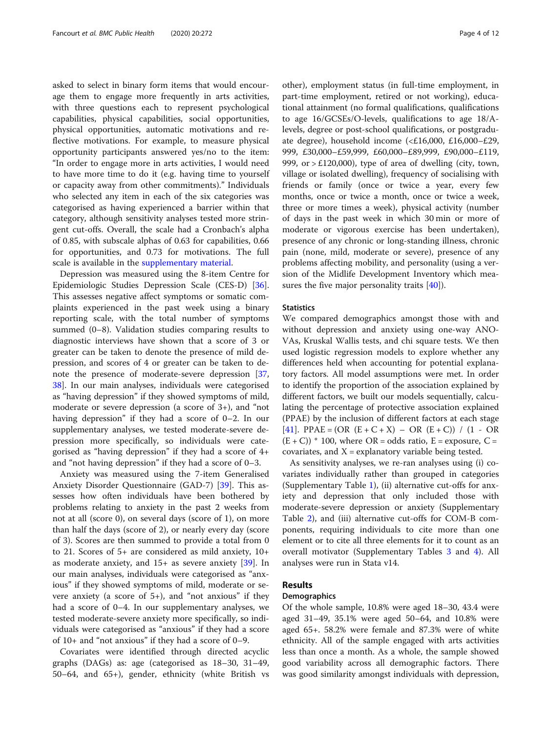asked to select in binary form items that would encourage them to engage more frequently in arts activities, with three questions each to represent psychological capabilities, physical capabilities, social opportunities, physical opportunities, automatic motivations and reflective motivations. For example, to measure physical opportunity participants answered yes/no to the item: "In order to engage more in arts activities, I would need to have more time to do it (e.g. having time to yourself or capacity away from other commitments)." Individuals who selected any item in each of the six categories was categorised as having experienced a barrier within that category, although sensitivity analyses tested more stringent cut-offs. Overall, the scale had a Cronbach's alpha of 0.85, with subscale alphas of 0.63 for capabilities, 0.66 for opportunities, and 0.73 for motivations. The full scale is available in the supplementary material.

Depression was measured using the 8-item Centre for Epidemiologic Studies Depression Scale (CES-D) [36]. This assesses negative affect symptoms or somatic complaints experienced in the past week using a binary reporting scale, with the total number of symptoms summed (0–8). Validation studies comparing results to diagnostic interviews have shown that a score of 3 or greater can be taken to denote the presence of mild depression, and scores of 4 or greater can be taken to denote the presence of moderate-severe depression [37, 38]. In our main analyses, individuals were categorised as "having depression" if they showed symptoms of mild, moderate or severe depression (a score of 3+), and "not having depression" if they had a score of 0–2. In our supplementary analyses, we tested moderate-severe depression more specifically, so individuals were categorised as "having depression" if they had a score of 4+ and "not having depression" if they had a score of 0–3.

Anxiety was measured using the 7-item Generalised Anxiety Disorder Questionnaire (GAD-7) [39]. This assesses how often individuals have been bothered by problems relating to anxiety in the past 2 weeks from not at all (score 0), on several days (score of 1), on more than half the days (score of 2), or nearly every day (score of 3). Scores are then summed to provide a total from 0 to 21. Scores of 5+ are considered as mild anxiety, 10+ as moderate anxiety, and 15+ as severe anxiety [39]. In our main analyses, individuals were categorised as "anxious" if they showed symptoms of mild, moderate or severe anxiety (a score of 5+), and "not anxious" if they had a score of 0–4. In our supplementary analyses, we tested moderate-severe anxiety more specifically, so individuals were categorised as "anxious" if they had a score of 10+ and "not anxious" if they had a score of 0–9.

Covariates were identified through directed acyclic graphs (DAGs) as: age (categorised as 18–30, 31–49, 50–64, and 65+), gender, ethnicity (white British vs other), employment status (in full-time employment, in part-time employment, retired or not working), educational attainment (no formal qualifications, qualifications to age 16/GCSEs/O-levels, qualifications to age 18/A-levels, degree or post-school qualifications, or postgraduate degree), household income (<£16,000, £16,000–£29,999, £30,000–£59,999, £60,000–£89,999, £90,000–£119,999, or > £120,000), type of area of dwelling (city, town, village or isolated dwelling), frequency of socialising with friends or family (once or twice a year, every few months, once or twice a month, once or twice a week, three or more times a week), physical activity (number of days in the past week in which 30 min or more of moderate or vigorous exercise has been undertaken), presence of any chronic or long-standing illness, chronic pain (none, mild, moderate or severe), presence of any problems affecting mobility, and personality (using a version of the Midlife Development Inventory which measures the five major personality traits [40]).

### Statistics

We compared demographics amongst those with and without depression and anxiety using one-way ANOVAs, Kruskal Wallis tests, and chi square tests. We then used logistic regression models to explore whether any differences held when accounting for potential explanatory factors. All model assumptions were met. In order to identify the proportion of the association explained by different factors, we built our models sequentially, calculating the percentage of protective association explained (PPAE) by the inclusion of different factors at each stage [41]. $PPAE = (OR\ (E + C + X) - OR\ (E + C))\ /\ (1 - OR\ (E + C)) * 100$, where OR = odds ratio, E = exposure, C = covariates, and X = explanatory variable being tested.

As sensitivity analyses, we re-ran analyses using (i) covariates individually rather than grouped in categories (Supplementary Table 1), (ii) alternative cut-offs for anxiety and depression that only included those with moderate-severe depression or anxiety (Supplementary Table 2), and (iii) alternative cut-offs for COM-B components, requiring individuals to cite more than one element or to cite all three elements for it to count as an overall motivator (Supplementary Tables 3 and 4). All analyses were run in Stata v14.

## Results

### Demographics

Of the whole sample, 10.8% were aged 18–30, 43.4 were aged 31–49, 35.1% were aged 50–64, and 10.8% were aged 65+. 58.2% were female and 87.3% were of white ethnicity. All of the sample engaged with arts activities less than once a month. As a whole, the sample showed good variability across all demographic factors. There was good similarity amongst individuals with depression,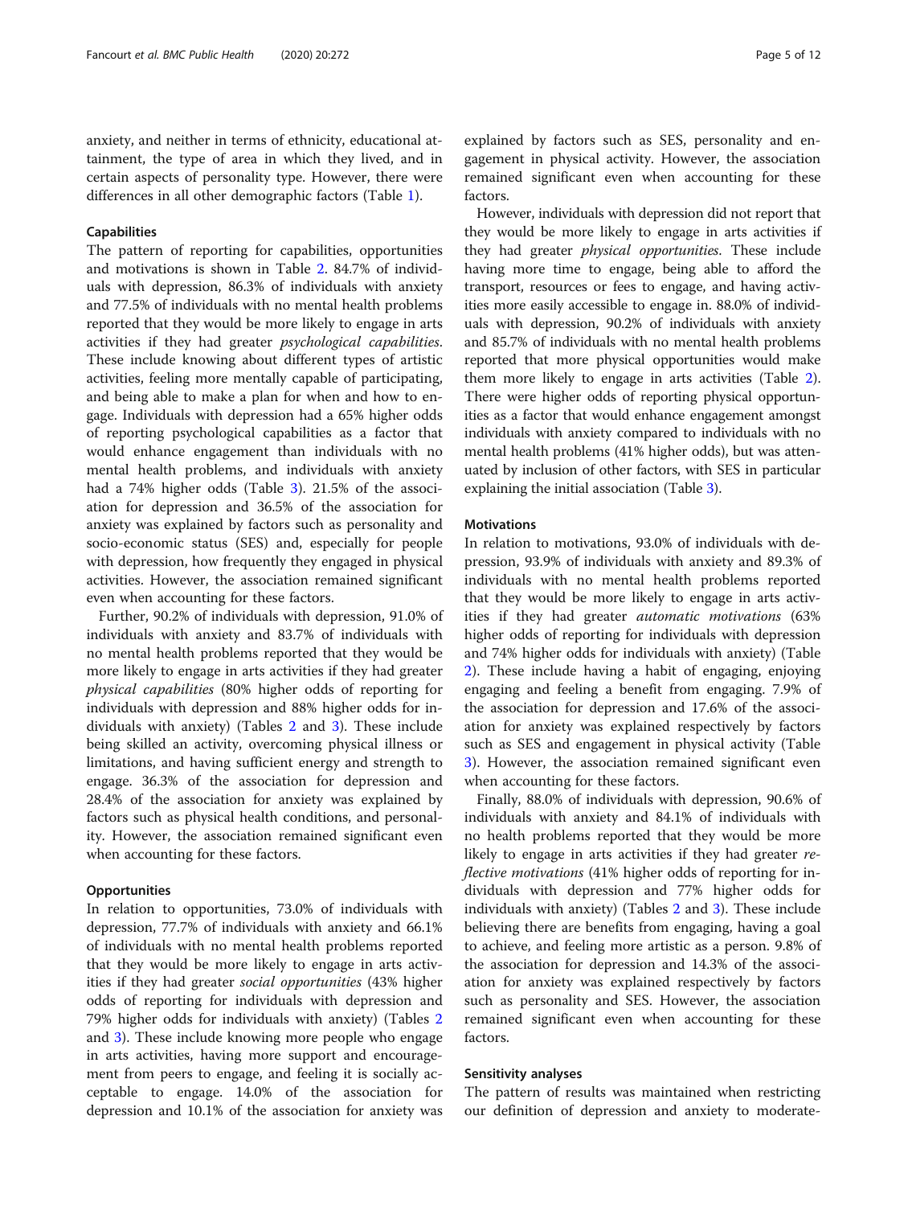anxiety, and neither in terms of ethnicity, educational attainment, the type of area in which they lived, and in certain aspects of personality type. However, there were differences in all other demographic factors (Table 1).

### Capabilities

The pattern of reporting for capabilities, opportunities and motivations is shown in Table 2. 84.7% of individuals with depression, 86.3% of individuals with anxiety and 77.5% of individuals with no mental health problems reported that they would be more likely to engage in arts activities if they had greater *psychological capabilities*. These include knowing about different types of artistic activities, feeling more mentally capable of participating, and being able to make a plan for when and how to engage. Individuals with depression had a 65% higher odds of reporting psychological capabilities as a factor that would enhance engagement than individuals with no mental health problems, and individuals with anxiety had a 74% higher odds (Table 3). 21.5% of the association for depression and 36.5% of the association for anxiety was explained by factors such as personality and socio-economic status (SES) and, especially for people with depression, how frequently they engaged in physical activities. However, the association remained significant even when accounting for these factors.

Further, 90.2% of individuals with depression, 91.0% of individuals with anxiety and 83.7% of individuals with no mental health problems reported that they would be more likely to engage in arts activities if they had greater *physical capabilities* (80% higher odds of reporting for individuals with depression and 88% higher odds for individuals with anxiety) (Tables 2 and 3). These include being skilled an activity, overcoming physical illness or limitations, and having sufficient energy and strength to engage. 36.3% of the association for depression and 28.4% of the association for anxiety was explained by factors such as physical health conditions, and personality. However, the association remained significant even when accounting for these factors.

### Opportunities

In relation to opportunities, 73.0% of individuals with depression, 77.7% of individuals with anxiety and 66.1% of individuals with no mental health problems reported that they would be more likely to engage in arts activities if they had greater *social opportunities* (43% higher odds of reporting for individuals with depression and 79% higher odds for individuals with anxiety) (Tables 2 and 3). These include knowing more people who engage in arts activities, having more support and encouragement from peers to engage, and feeling it is socially acceptable to engage. 14.0% of the association for depression and 10.1% of the association for anxiety was explained by factors such as SES, personality and engagement in physical activity. However, the association remained significant even when accounting for these factors.

However, individuals with depression did not report that they would be more likely to engage in arts activities if they had greater *physical opportunities*. These include having more time to engage, being able to afford the transport, resources or fees to engage, and having activities more easily accessible to engage in. 88.0% of individuals with depression, 90.2% of individuals with anxiety and 85.7% of individuals with no mental health problems reported that more physical opportunities would make them more likely to engage in arts activities (Table 2). There were higher odds of reporting physical opportunities as a factor that would enhance engagement amongst individuals with anxiety compared to individuals with no mental health problems (41% higher odds), but was attenuated by inclusion of other factors, with SES in particular explaining the initial association (Table 3).

### Motivations

In relation to motivations, 93.0% of individuals with depression, 93.9% of individuals with anxiety and 89.3% of individuals with no mental health problems reported that they would be more likely to engage in arts activities if they had greater *automatic motivations* (63% higher odds of reporting for individuals with depression and 74% higher odds for individuals with anxiety) (Table 2). These include having a habit of engaging, enjoying engaging and feeling a benefit from engaging. 7.9% of the association for depression and 17.6% of the association for anxiety was explained respectively by factors such as SES and engagement in physical activity (Table 3). However, the association remained significant even when accounting for these factors.

Finally, 88.0% of individuals with depression, 90.6% of individuals with anxiety and 84.1% of individuals with no health problems reported that they would be more likely to engage in arts activities if they had greater *reflective motivations* (41% higher odds of reporting for individuals with depression and 77% higher odds for individuals with anxiety) (Tables 2 and 3). These include believing there are benefits from engaging, having a goal to achieve, and feeling more artistic as a person. 9.8% of the association for depression and 14.3% of the association for anxiety was explained respectively by factors such as personality and SES. However, the association remained significant even when accounting for these factors.

### Sensitivity analyses

The pattern of results was maintained when restricting our definition of depression and anxiety to moderate-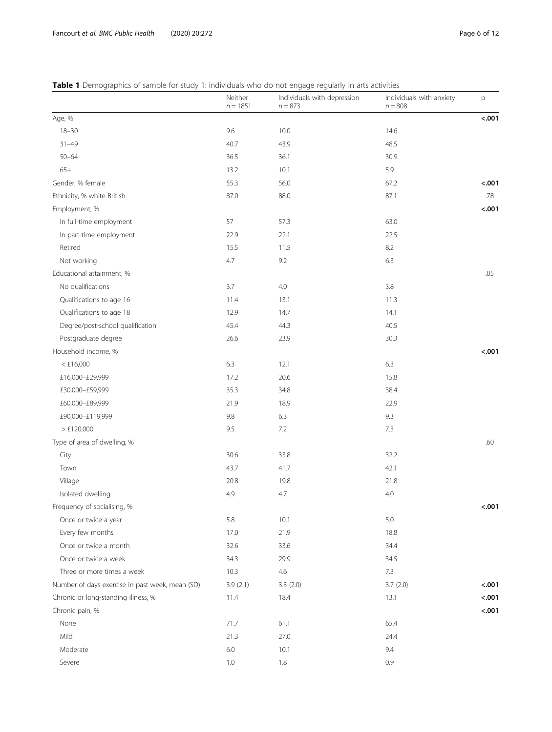**Table 1** Demographics of sample for study 1: individuals who do not engage regularly in arts activities

| | Neither $n = 1851$ | Individuals with depression $n = 873$ | Individuals with anxiety $n = 808$ | p |
|---|---|---|---|---|
| Age, % | | | | **<.001** |
| 18–30 | 9.6 | 10.0 | 14.6 | |
| 31–49 | 40.7 | 43.9 | 48.5 | |
| 50–64 | 36.5 | 36.1 | 30.9 | |
| 65+ | 13.2 | 10.1 | 5.9 | |
| Gender, % female | 55.3 | 56.0 | 67.2 | **<.001** |
| Ethnicity, % white British | 87.0 | 88.0 | 87.1 | .78 |
| Employment, % | | | | **<.001** |
| In full-time employment | 57 | 57.3 | 63.0 | |
| In part-time employment | 22.9 | 22.1 | 22.5 | |
| Retired | 15.5 | 11.5 | 8.2 | |
| Not working | 4.7 | 9.2 | 6.3 | |
| Educational attainment, % | | | | .05 |
| No qualifications | 3.7 | 4.0 | 3.8 | |
| Qualifications to age 16 | 11.4 | 13.1 | 11.3 | |
| Qualifications to age 18 | 12.9 | 14.7 | 14.1 | |
| Degree/post-school qualification | 45.4 | 44.3 | 40.5 | |
| Postgraduate degree | 26.6 | 23.9 | 30.3 | |
| Household income, % | | | | **<.001** |
| < £16,000 | 6.3 | 12.1 | 6.3 | |
| £16,000–£29,999 | 17.2 | 20.6 | 15.8 | |
| £30,000–£59,999 | 35.3 | 34.8 | 38.4 | |
| £60,000–£89,999 | 21.9 | 18.9 | 22.9 | |
| £90,000–£119,999 | 9.8 | 6.3 | 9.3 | |
| > £120,000 | 9.5 | 7.2 | 7.3 | |
| Type of area of dwelling, % | | | | .60 |
| City | 30.6 | 33.8 | 32.2 | |
| Town | 43.7 | 41.7 | 42.1 | |
| Village | 20.8 | 19.8 | 21.8 | |
| Isolated dwelling | 4.9 | 4.7 | 4.0 | |
| Frequency of socialising, % | | | | **<.001** |
| Once or twice a year | 5.8 | 10.1 | 5.0 | |
| Every few months | 17.0 | 21.9 | 18.8 | |
| Once or twice a month | 32.6 | 33.6 | 34.4 | |
| Once or twice a week | 34.3 | 29.9 | 34.5 | |
| Three or more times a week | 10.3 | 4.6 | 7.3 | |
| Number of days exercise in past week, mean (SD) | 3.9 (2.1) | 3.3 (2.0) | 3.7 (2.0) | **<.001** |
| Chronic or long-standing illness, % | 11.4 | 18.4 | 13.1 | **<.001** |
| Chronic pain, % | | | | **<.001** |
| None | 71.7 | 61.1 | 65.4 | |
| Mild | 21.3 | 27.0 | 24.4 | |
| Moderate | 6.0 | 10.1 | 9.4 | |
| Severe | 1.0 | 1.8 | 0.9 | |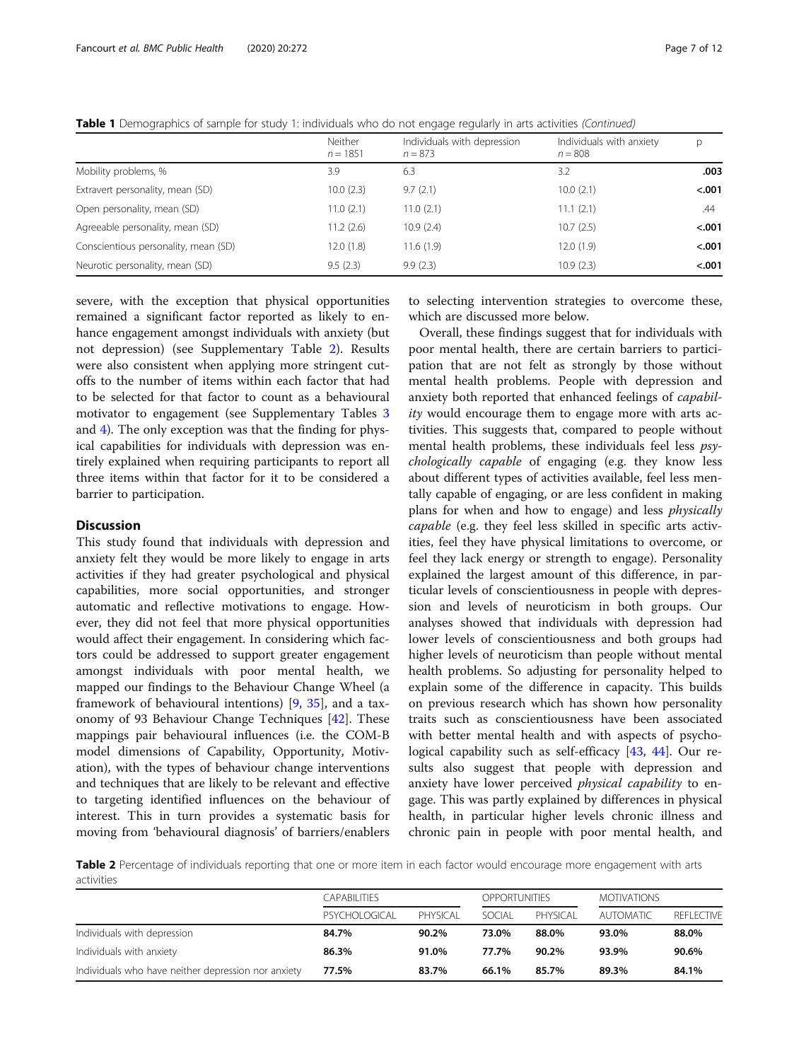**Table 1** Demographics of sample for study 1: individuals who do not engage regularly in arts activities *(Continued)*

| | Neither $n = 1851$ | Individuals with depression $n = 873$ | Individuals with anxiety $n = 808$ | p |
|---|---|---|---|---|
| Mobility problems, % | 3.9 | 6.3 | 3.2 | **.003** |
| Extravert personality, mean (SD) | 10.0 (2.3) | 9.7 (2.1) | 10.0 (2.1) | **<.001** |
| Open personality, mean (SD) | 11.0 (2.1) | 11.0 (2.1) | 11.1 (2.1) | .44 |
| Agreeable personality, mean (SD) | 11.2 (2.6) | 10.9 (2.4) | 10.7 (2.5) | **<.001** |
| Conscientious personality, mean (SD) | 12.0 (1.8) | 11.6 (1.9) | 12.0 (1.9) | **<.001** |
| Neurotic personality, mean (SD) | 9.5 (2.3) | 9.9 (2.3) | 10.9 (2.3) | **<.001** |

severe, with the exception that physical opportunities remained a significant factor reported as likely to enhance engagement amongst individuals with anxiety (but not depression) (see Supplementary Table 2). Results were also consistent when applying more stringent cutoffs to the number of items within each factor that had to be selected for that factor to count as a behavioural motivator to engagement (see Supplementary Tables 3 and 4). The only exception was that the finding for physical capabilities for individuals with depression was entirely explained when requiring participants to report all three items within that factor for it to be considered a barrier to participation.

## Discussion

This study found that individuals with depression and anxiety felt they would be more likely to engage in arts activities if they had greater psychological and physical capabilities, more social opportunities, and stronger automatic and reflective motivations to engage. However, they did not feel that more physical opportunities would affect their engagement. In considering which factors could be addressed to support greater engagement amongst individuals with poor mental health, we mapped our findings to the Behaviour Change Wheel (a framework of behavioural intentions) [9, 35], and a taxonomy of 93 Behaviour Change Techniques [42]. These mappings pair behavioural influences (i.e. the COM-B model dimensions of Capability, Opportunity, Motivation), with the types of behaviour change interventions and techniques that are likely to be relevant and effective to targeting identified influences on the behaviour of interest. This in turn provides a systematic basis for moving from 'behavioural diagnosis' of barriers/enablers to selecting intervention strategies to overcome these, which are discussed more below.

Overall, these findings suggest that for individuals with poor mental health, there are certain barriers to participation that are not felt as strongly by those without mental health problems. People with depression and anxiety both reported that enhanced feelings of *capability* would encourage them to engage more with arts activities. This suggests that, compared to people without mental health problems, these individuals feel less *psychologically capable* of engaging (e.g. they know less about different types of activities available, feel less mentally capable of engaging, or are less confident in making plans for when and how to engage) and less *physically capable* (e.g. they feel less skilled in specific arts activities, feel they have physical limitations to overcome, or feel they lack energy or strength to engage). Personality explained the largest amount of this difference, in particular levels of conscientiousness in people with depression and levels of neuroticism in both groups. Our analyses showed that individuals with depression had lower levels of conscientiousness and both groups had higher levels of neuroticism than people without mental health problems. So adjusting for personality helped to explain some of the difference in capacity. This builds on previous research which has shown how personality traits such as conscientiousness have been associated with better mental health and with aspects of psychological capability such as self-efficacy [43, 44]. Our results also suggest that people with depression and anxiety have lower perceived *physical capability* to engage. This was partly explained by differences in physical health, in particular higher levels chronic illness and chronic pain in people with poor mental health, and

**Table 2** Percentage of individuals reporting that one or more item in each factor would encourage more engagement with arts activities

| | CAPABILITIES | | OPPORTUNITIES | | MOTIVATIONS | |
|---|---|---|---|---|---|---|
| | PSYCHOLOGICAL | PHYSICAL | SOCIAL | PHYSICAL | AUTOMATIC | REFLECTIVE |
| Individuals with depression | **84.7%** | **90.2%** | **73.0%** | **88.0%** | **93.0%** | **88.0%** |
| Individuals with anxiety | **86.3%** | **91.0%** | **77.7%** | **90.2%** | **93.9%** | **90.6%** |
| Individuals who have neither depression nor anxiety | **77.5%** | **83.7%** | **66.1%** | **85.7%** | **89.3%** | **84.1%** |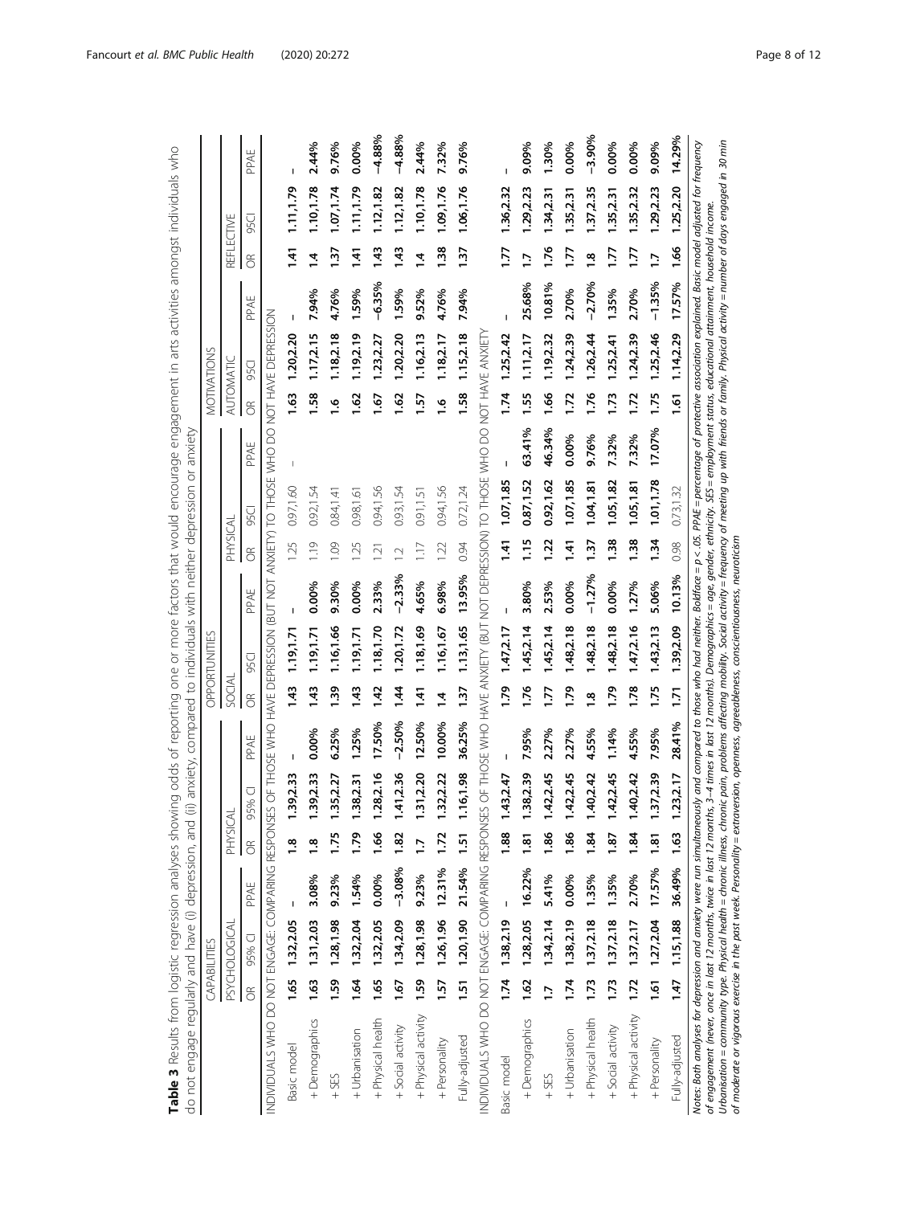**Table 3** Results from logistic regression analyses showing odds of reporting one or more factors that would encourage engagement in arts activities amongst individuals who do not engage regularly and have (i) depression, and (ii) anxiety, compared to individuals with neither depression or anxiety

| | CAPABILITIES | | | | | | OPPORTUNITIES | | | | | | MOTIVATIONS | | | | | |
|---|---|---|---|---|---|---|---|---|---|---|---|---|---|---|---|---|---|---|
| | PSYCHOLOGICAL | | | PHYSICAL | | | SOCIAL | | | PHYSICAL | | | AUTOMATIC | | | REFLECTIVE | | |
| | OR | 95% CI | PPAE | OR | 95% CI | PPAE | OR | 95CI | PPAE | OR | 95CI | PPAE | OR | 95CI | PPAE | OR | 95CI | PPAE |
| INDIVIDUALS WHO DO NOT ENGAGE: COMPARING RESPONSES OF THOSE WHO HAVE DEPRESSION (BUT NOT ANXIETY) TO THOSE WHO DO NOT HAVE DEPRESSION | | | | | | | | | | | | | | | | | | |
| Basic model | **1.65** | **1.32,2.05** | – | **1.8** | **1.39,2.33** | – | **1.43** | **1.19,1.71** | – | 1.25 | 0.97,1.60 | – | **1.63** | **1.20,2.20** | – | **1.41** | **1.11,1.79** | – |
| + Demographics | **1.63** | **1.31,2.03** | **3.08%** | **1.8** | **1.39,2.33** | **0.00%** | **1.43** | **1.19,1.71** | **0.00%** | 1.19 | 0.92,1.54 | | **1.58** | **1.17,2.15** | **7.94%** | **1.4** | **1.10,1.78** | **2.44%** |
| + SES | **1.59** | **1.28,1.98** | **9.23%** | **1.75** | **1.35,2.27** | **6.25%** | **1.39** | **1.16,1.66** | **9.30%** | 1.09 | 0.84,1.41 | | **1.6** | **1.18,2.18** | **4.76%** | **1.37** | **1.07,1.74** | **9.76%** |
| + Urbanisation | **1.64** | **1.32,2.04** | **1.54%** | **1.79** | **1.38,2.31** | **1.25%** | **1.43** | **1.19,1.71** | **0.00%** | 1.25 | 0.98,1.61 | | **1.62** | **1.19,2.19** | **1.59%** | **1.41** | **1.11,1.79** | **0.00%** |
| + Physical health | **1.65** | **1.32,2.05** | **0.00%** | **1.66** | **1.28,2.16** | **17.50%** | **1.42** | **1.18,1.70** | **2.33%** | 1.21 | 0.94,1.56 | | **1.67** | **1.23,2.27** | **−6.35%** | **1.43** | **1.12,1.82** | **−4.88%** |
| + Social activity | **1.67** | **1.34,2.09** | **−3.08%** | **1.82** | **1.41,2.36** | **−2.50%** | **1.44** | **1.20,1.72** | **−2.33%** | 1.2 | 0.93,1.54 | | **1.62** | **1.20,2.20** | **1.59%** | **1.43** | **1.12,1.82** | **−4.88%** |
| + Physical activity | **1.59** | **1.28,1.98** | **9.23%** | **1.7** | **1.31,2.20** | **12.50%** | **1.41** | **1.18,1.69** | **4.65%** | 1.17 | 0.91,1.51 | | **1.57** | **1.16,2.13** | **9.52%** | **1.4** | **1.10,1.78** | **2.44%** |
| + Personality | **1.57** | **1.26,1.96** | **12.31%** | **1.72** | **1.32,2.22** | **10.00%** | **1.4** | **1.16,1.67** | **6.98%** | 1.22 | 0.94,1.56 | | **1.6** | **1.18,2.17** | **4.76%** | **1.38** | **1.09,1.76** | **7.32%** |
| Fully-adjusted | **1.51** | **1.20,1.90** | **21.54%** | **1.51** | **1.16,1.98** | **36.25%** | **1.37** | **1.13,1.65** | **13.95%** | 0.94 | 0.72,1.24 | | **1.58** | **1.15,2.18** | **7.94%** | **1.37** | **1.06,1.76** | **9.76%** |
| INDIVIDUALS WHO DO NOT ENGAGE: COMPARING RESPONSES OF THOSE WHO HAVE ANXIETY (BUT NOT DEPRESSION) TO THOSE WHO DO NOT HAVE ANXIETY | | | | | | | | | | | | | | | | | | |
| Basic model | **1.74** | **1.38,2.19** | – | **1.88** | **1.43,2.47** | – | **1.79** | **1.47,2.17** | – | **1.41** | **1.07,1.85** | – | **1.74** | **1.25,2.42** | – | **1.77** | **1.36,2.32** | – |
| + Demographics | **1.62** | **1.28,2.05** | **16.22%** | **1.81** | **1.38,2.39** | **7.95%** | **1.76** | **1.45,2.14** | **3.80%** | 1.15 | 0.87,1.52 | **63.41%** | **1.55** | **1.11,2.17** | **25.68%** | **1.7** | **1.29,2.23** | **9.09%** |
| + SES | **1.7** | **1.34,2.14** | **5.41%** | **1.86** | **1.42,2.45** | **2.27%** | **1.77** | **1.45,2.14** | **2.53%** | 1.22 | 0.92,1.62 | **46.34%** | **1.66** | **1.19,2.32** | **10.81%** | **1.76** | **1.34,2.31** | **1.30%** |
| + Urbanisation | **1.74** | **1.38,2.19** | **0.00%** | **1.86** | **1.42,2.45** | **2.27%** | **1.79** | **1.48,2.18** | **0.00%** | **1.41** | **1.07,1.85** | **0.00%** | **1.72** | **1.24,2.39** | **2.70%** | **1.77** | **1.35,2.31** | **0.00%** |
| + Physical health | **1.73** | **1.37,2.18** | **1.35%** | **1.84** | **1.40,2.42** | **4.55%** | **1.8** | **1.48,2.18** | **−1.27%** | **1.37** | **1.04,1.81** | **9.76%** | **1.76** | **1.26,2.44** | **−2.70%** | **1.8** | **1.37,2.35** | **−3.90%** |
| + Social activity | **1.73** | **1.37,2.18** | **1.35%** | **1.87** | **1.42,2.45** | **1.14%** | **1.79** | **1.48,2.18** | **0.00%** | **1.38** | **1.05,1.82** | **7.32%** | **1.73** | **1.25,2.41** | **1.35%** | **1.77** | **1.35,2.31** | **0.00%** |
| + Physical activity | **1.72** | **1.37,2.17** | **2.70%** | **1.84** | **1.40,2.42** | **4.55%** | **1.78** | **1.47,2.16** | **1.27%** | **1.38** | **1.05,1.81** | **7.32%** | **1.72** | **1.24,2.39** | **2.70%** | **1.77** | **1.35,2.32** | **0.00%** |
| + Personality | **1.61** | **1.27,2.04** | **17.57%** | **1.81** | **1.37,2.39** | **7.95%** | **1.75** | **1.43,2.13** | **5.06%** | **1.34** | **1.01,1.78** | **17.07%** | **1.75** | **1.25,2.46** | **−1.35%** | **1.7** | **1.29,2.23** | **9.09%** |
| Fully-adjusted | **1.47** | **1.15,1.88** | **36.49%** | **1.63** | **1.23,2.17** | **28.41%** | **1.71** | **1.39,2.09** | **10.13%** | 0.98 | 0.73,1.32 | | **1.61** | **1.14,2.29** | **17.57%** | **1.66** | **1.25,2.20** | **14.29%** |

*Notes: Both analyses for depression and anxiety were run simultaneously and compared to those who had neither. Boldface = p < .05. PPAE = percentage of protective association explained. Basic model adjusted for frequency of engagement (never, once in last 12 months, twice in last 12 months, 3–4 times in last 12 months). Demographics = age, gender, ethnicity. SES = employment status, educational attainment, household income. Urbanisation = community type. Physical health = chronic illness, chronic pain, problems affecting mobility. Social activity = frequency of meeting up with friends or family. Physical activity = number of days engaged in 30 min of moderate or vigorous exercise in the past week. Personality = extraversion, openness, agreeableness, conscientiousness, neuroticism*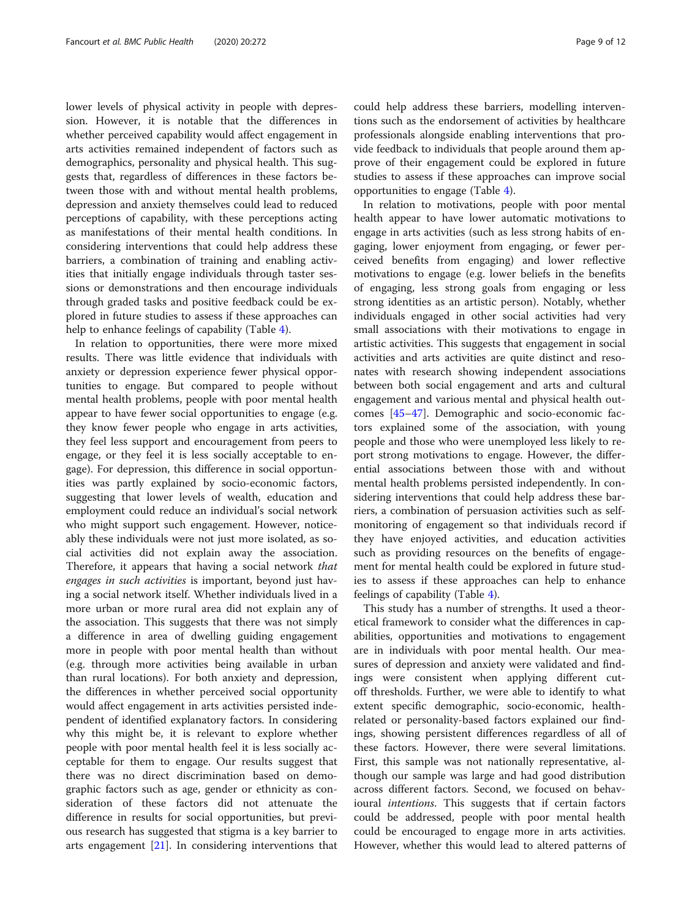lower levels of physical activity in people with depression. However, it is notable that the differences in whether perceived capability would affect engagement in arts activities remained independent of factors such as demographics, personality and physical health. This suggests that, regardless of differences in these factors between those with and without mental health problems, depression and anxiety themselves could lead to reduced perceptions of capability, with these perceptions acting as manifestations of their mental health conditions. In considering interventions that could help address these barriers, a combination of training and enabling activities that initially engage individuals through taster sessions or demonstrations and then encourage individuals through graded tasks and positive feedback could be explored in future studies to assess if these approaches can help to enhance feelings of capability (Table 4).

In relation to opportunities, there were more mixed results. There was little evidence that individuals with anxiety or depression experience fewer physical opportunities to engage. But compared to people without mental health problems, people with poor mental health appear to have fewer social opportunities to engage (e.g. they know fewer people who engage in arts activities, they feel less support and encouragement from peers to engage, or they feel it is less socially acceptable to engage). For depression, this difference in social opportunities was partly explained by socio-economic factors, suggesting that lower levels of wealth, education and employment could reduce an individual's social network who might support such engagement. However, noticeably these individuals were not just more isolated, as social activities did not explain away the association. Therefore, it appears that having a social network *that engages in such activities* is important, beyond just having a social network itself. Whether individuals lived in a more urban or more rural area did not explain any of the association. This suggests that there was not simply a difference in area of dwelling guiding engagement more in people with poor mental health than without (e.g. through more activities being available in urban than rural locations). For both anxiety and depression, the differences in whether perceived social opportunity would affect engagement in arts activities persisted independent of identified explanatory factors. In considering why this might be, it is relevant to explore whether people with poor mental health feel it is less socially acceptable for them to engage. Our results suggest that there was no direct discrimination based on demographic factors such as age, gender or ethnicity as consideration of these factors did not attenuate the difference in results for social opportunities, but previous research has suggested that stigma is a key barrier to arts engagement [21]. In considering interventions that could help address these barriers, modelling interventions such as the endorsement of activities by healthcare professionals alongside enabling interventions that provide feedback to individuals that people around them approve of their engagement could be explored in future studies to assess if these approaches can improve social opportunities to engage (Table 4).

In relation to motivations, people with poor mental health appear to have lower automatic motivations to engage in arts activities (such as less strong habits of engaging, lower enjoyment from engaging, or fewer perceived benefits from engaging) and lower reflective motivations to engage (e.g. lower beliefs in the benefits of engaging, less strong goals from engaging or less strong identities as an artistic person). Notably, whether individuals engaged in other social activities had very small associations with their motivations to engage in artistic activities. This suggests that engagement in social activities and arts activities are quite distinct and resonates with research showing independent associations between both social engagement and arts and cultural engagement and various mental and physical health outcomes [45–47]. Demographic and socio-economic factors explained some of the association, with young people and those who were unemployed less likely to report strong motivations to engage. However, the differential associations between those with and without mental health problems persisted independently. In considering interventions that could help address these barriers, a combination of persuasion activities such as self-monitoring of engagement so that individuals record if they have enjoyed activities, and education activities such as providing resources on the benefits of engagement for mental health could be explored in future studies to assess if these approaches can help to enhance feelings of capability (Table 4).

This study has a number of strengths. It used a theoretical framework to consider what the differences in capabilities, opportunities and motivations to engagement are in individuals with poor mental health. Our measures of depression and anxiety were validated and findings were consistent when applying different cut-off thresholds. Further, we were able to identify to what extent specific demographic, socio-economic, health-related or personality-based factors explained our findings, showing persistent differences regardless of all of these factors. However, there were several limitations. First, this sample was not nationally representative, although our sample was large and had good distribution across different factors. Second, we focused on behavioural *intentions*. This suggests that if certain factors could be addressed, people with poor mental health could be encouraged to engage more in arts activities. However, whether this would lead to altered patterns of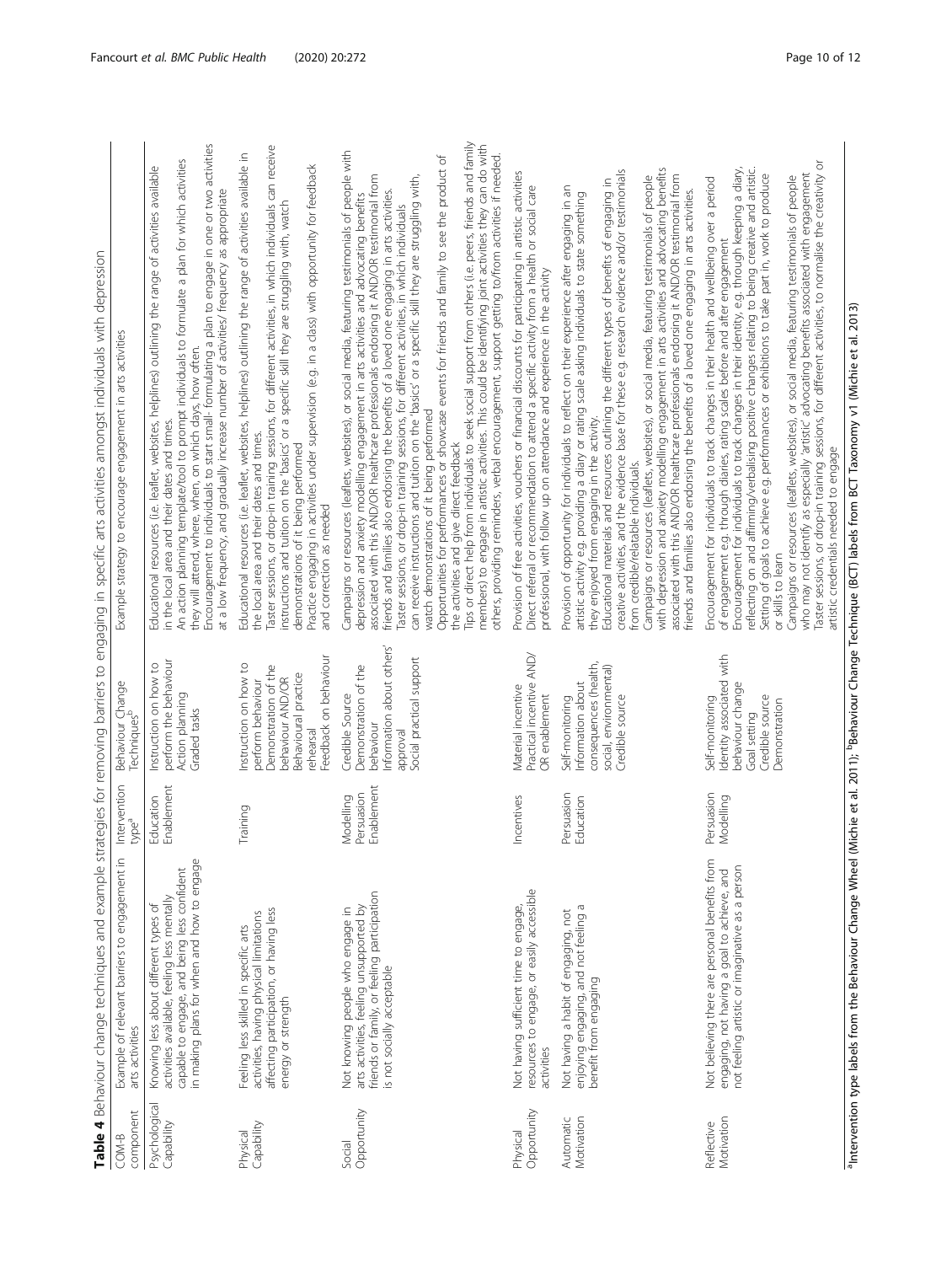**Table 4** Behaviour change techniques and example strategies for removing barriers to engaging in specific arts activities amongst individuals with depression

| COM-B component | Example of relevant barriers to engagement in arts activities | Intervention type[a] | Behaviour Change Techniques[b] | Example strategy to encourage engagement in arts activities |
|---|---|---|---|---|
| Psychological Capability | Knowing less about different types of activities available, feeling less mentally capable to engage, and being less confident in making plans for when and how to engage | Education Enablement | Instruction on how to perform the behaviour Action planning Graded tasks | Educational resources (i.e. leaflet, websites, helplines) outlining the range of activities available in the local area and their dates and times. An action planning template/tool to prompt individuals to formulate a plan for which activities they will attend, where, when, on which days, how often. Encouragement to individuals to start small- formulating a plan to engage in one or two activities at a low frequency, and gradually increase number of activities/ frequency as appropriate |
| Physical Capability | Feeling less skilled in specific arts activities, having physical limitations affecting participation, or having less energy or strength | Training | Instruction on how to perform behaviour Demonstration of the behaviour AND/OR Behavioural practice rehearsal Feedback on behaviour | Educational resources (i.e. leaflet, websites, helplines) outlining the range of activities available in the local area and their dates and times. Taster sessions, or drop-in training sessions, for different activities, in which individuals can receive instructions and tuition on the 'basics' or a specific skill they are struggling with, watch demonstrations of it being performed Practice engaging in activities under supervision (e.g. in a class) with opportunity for feedback and correction as needed |
| Social Opportunity | Not knowing people who engage in arts activities, feeling unsupported by friends or family, or feeling participation is not socially acceptable | Modelling Persuasion Enablement | Credible Source Demonstration of the behaviour Information about others' approval Social practical support | Campaigns or resources (leaflets, websites), or social media, featuring testimonials of people with depression and anxiety modelling engagement in arts activities and advocating benefits associated with this AND/OR healthcare professionals endorsing it AND/OR testimonial from friends and families also endorsing the benefits of a loved one engaging in arts activities. Taster sessions, or drop-in training sessions, for different activities, in which individuals can receive instructions and tuition on the 'basics' or a specific skill they are struggling with, watch demonstrations of it being performed Opportunities for performances or showcase events for friends and family to see the product of the activities and give direct feedback Tips or direct help from individuals to seek social support from others (i.e. peers, friends and family members) to engage in artistic activities. This could be identifying joint activities they can do with others, providing reminders, verbal encouragement, support getting to/from activities if needed. |
| Physical Opportunity | Not having sufficient time to engage, resources to engage, or easily accessible activities | Incentives | Material incentive Practical incentive AND/OR enablement | Provision of free activities, vouchers or financial discounts for participating in artistic activities Direct referral or recommendation to attend a specific activity from a health or social care professional, with follow up on attendance and experience in the activity |
| Automatic Motivation | Not having a habit of engaging, not enjoying engaging, and not feeling a benefit from engaging | Persuasion Education | Self-monitoring Information about consequences (health, social, environmental) Credible source | Provision of opportunity for individuals to reflect on their experience after engaging in an artistic activity e.g. providing a diary or rating scale asking individuals to state something they enjoyed from engaging in the activity. Educational materials and resources outlining the different types of benefits of engaging in creative activities, and the evidence base for these e.g. research evidence and/or testimonials from credible/relatable individuals. Campaigns or resources (leaflets, websites), or social media, featuring testimonials of people with depression and anxiety modelling engagement in arts activities and advocating benefits associated with this AND/OR healthcare professionals endorsing it AND/OR testimonial from friends and families also endorsing the benefits of a loved one engaging in arts activities. |
| Reflective Motivation | Not believing there are personal benefits from engaging, not having a goal to achieve, and not feeling artistic or imaginative as a person | Persuasion Modelling | Self-monitoring Identity associated with behaviour change Goal setting Credible source Demonstration | Encouragement for individuals to track changes in their health and wellbeing over a period of engagement e.g. through diaries, rating scales before and after engagement Encouragement for individuals to track changes in their identity, e.g. through keeping a diary, reflecting on and affirming/verbalising positive changes relating to being creative and artistic. Setting of goals to achieve e.g. performances or exhibitions to take part in, work to produce or skills to learn Campaigns or resources (leaflets, websites), or social media, featuring testimonials of people who may not identify as especially 'artistic' advocating benefits associated with engagement Taster sessions, or drop-in training sessions, for different activities, to normalise the creativity or artistic credentials needed to engage |

[a]Intervention type labels from the Behaviour Change Wheel (Michie et al. 2011); [b]Behaviour Change Technique (BCT) labels from BCT Taxonomy v1 (Michie et al. 2013)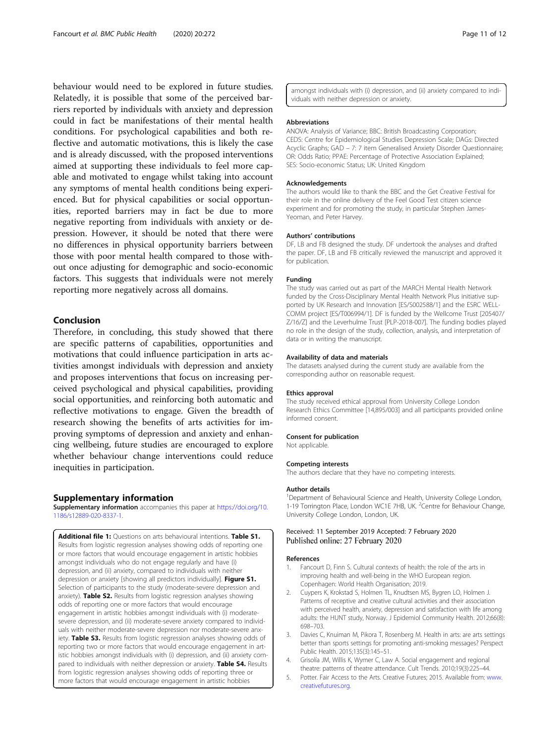behaviour would need to be explored in future studies. Relatedly, it is possible that some of the perceived barriers reported by individuals with anxiety and depression could in fact be manifestations of their mental health conditions. For psychological capabilities and both reflective and automatic motivations, this is likely the case and is already discussed, with the proposed interventions aimed at supporting these individuals to feel more capable and motivated to engage whilst taking into account any symptoms of mental health conditions being experienced. But for physical capabilities or social opportunities, reported barriers may in fact be due to more negative reporting from individuals with anxiety or depression. However, it should be noted that there were no differences in physical opportunity barriers between those with poor mental health compared to those without once adjusting for demographic and socio-economic factors. This suggests that individuals were not merely reporting more negatively across all domains.

## Conclusion

Therefore, in concluding, this study showed that there are specific patterns of capabilities, opportunities and motivations that could influence participation in arts activities amongst individuals with depression and anxiety and proposes interventions that focus on increasing perceived psychological and physical capabilities, providing social opportunities, and reinforcing both automatic and reflective motivations to engage. Given the breadth of research showing the benefits of arts activities for improving symptoms of depression and anxiety and enhancing wellbeing, future studies are encouraged to explore whether behaviour change interventions could reduce inequities in participation.

## Supplementary information

**Supplementary information** accompanies this paper at https://doi.org/10.1186/s12889-020-8337-1.

**Additional file 1:** Questions on arts behavioural intentions. **Table S1.** Results from logistic regression analyses showing odds of reporting one or more factors that would encourage engagement in artistic hobbies amongst individuals who do not engage regularly and have (i) depression, and (ii) anxiety, compared to individuals with neither depression or anxiety [showing all predictors individually]. **Figure S1.** Selection of participants to the study (moderate-severe depression and anxiety). **Table S2.** Results from logistic regression analyses showing odds of reporting one or more factors that would encourage engagement in artistic hobbies amongst individuals with (i) moderate-severe depression, and (ii) moderate-severe anxiety compared to individuals with neither moderate-severe depression nor moderate-severe anxiety. **Table S3.** Results from logistic regression analyses showing odds of reporting two or more factors that would encourage engagement in artistic hobbies amongst individuals with (i) depression, and (ii) anxiety compared to individuals with neither depression or anxiety. **Table S4.** Results from logistic regression analyses showing odds of reporting three or more factors that would encourage engagement in artistic hobbies amongst individuals with (i) depression, and (ii) anxiety compared to individuals with neither depression or anxiety.

### Abbreviations

ANOVA: Analysis of Variance; BBC: British Broadcasting Corporation; CEDS: Centre for Epidemiological Studies Depression Scale; DAGs: Directed Acyclic Graphs; GAD – 7: 7 item Generalised Anxiety Disorder Questionnaire; OR: Odds Ratio; PPAE: Percentage of Protective Association Explained; SES: Socio-economic Status; UK: United Kingdom

### Acknowledgements

The authors would like to thank the BBC and the Get Creative Festival for their role in the online delivery of the Feel Good Test citizen science experiment and for promoting the study, in particular Stephen James-Yeoman, and Peter Harvey.

### Authors' contributions

DF, LB and FB designed the study. DF undertook the analyses and drafted the paper. DF, LB and FB critically reviewed the manuscript and approved it for publication.

### Funding

The study was carried out as part of the MARCH Mental Health Network funded by the Cross-Disciplinary Mental Health Network Plus initiative supported by UK Research and Innovation [ES/S002588/1] and the ESRC WELL-COMM project [ES/T006994/1]. DF is funded by the Wellcome Trust [205407/Z/16/Z] and the Leverhulme Trust [PLP-2018-007]. The funding bodies played no role in the design of the study, collection, analysis, and interpretation of data or in writing the manuscript.

### Availability of data and materials

The datasets analysed during the current study are available from the corresponding author on reasonable request.

### Ethics approval

The study received ethical approval from University College London Research Ethics Committee [14,895/003] and all participants provided online informed consent.

### Consent for publication

Not applicable.

### Competing interests

The authors declare that they have no competing interests.

### Author details

[1]Department of Behavioural Science and Health, University College London, 1-19 Torrington Place, London WC1E 7HB, UK. [2]Centre for Behaviour Change, University College London, London, UK.

Received: 11 September 2019 Accepted: 7 February 2020
Published online: 27 February 2020

### References

1. Fancourt D, Finn S. Cultural contexts of health: the role of the arts in improving health and well-being in the WHO European region. Copenhagen: World Health Organisation; 2019.
2. Cuypers K, Krokstad S, Holmen TL, Knudtsen MS, Bygren LO, Holmen J. Patterns of receptive and creative cultural activities and their association with perceived health, anxiety, depression and satisfaction with life among adults: the HUNT study, Norway. J Epidemiol Community Health. 2012;66(8):698–703.
3. Davies C, Knuiman M, Pikora T, Rosenberg M. Health in arts: are arts settings better than sports settings for promoting anti-smoking messages? Perspect Public Health. 2015;135(3):145–51.
4. Grisolía JM, Willis K, Wymer C, Law A. Social engagement and regional theatre: patterns of theatre attendance. Cult Trends. 2010;19(3):225–44.
5. Potter. Fair Access to the Arts. Creative Futures; 2015. Available from: www.creativefutures.org.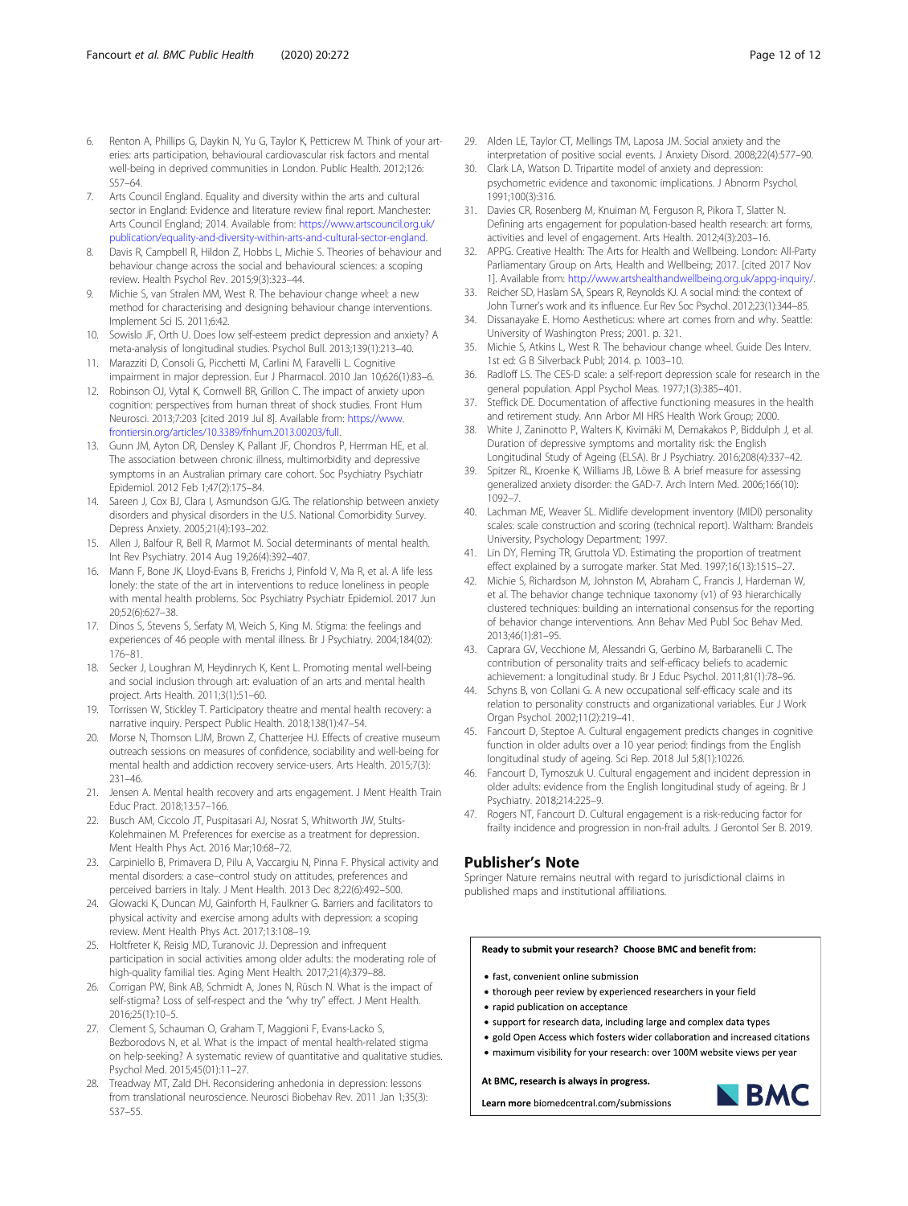6. Renton A, Phillips G, Daykin N, Yu G, Taylor K, Petticrew M. Think of your art-eries: arts participation, behavioural cardiovascular risk factors and mental well-being in deprived communities in London. Public Health. 2012;126: S57–64.
7. Arts Council England. Equality and diversity within the arts and cultural sector in England: Evidence and literature review final report. Manchester: Arts Council England; 2014. Available from: https://www.artscouncil.org.uk/publication/equality-and-diversity-within-arts-and-cultural-sector-england.
8. Davis R, Campbell R, Hildon Z, Hobbs L, Michie S. Theories of behaviour and behaviour change across the social and behavioural sciences: a scoping review. Health Psychol Rev. 2015;9(3):323–44.
9. Michie S, van Stralen MM, West R. The behaviour change wheel: a new method for characterising and designing behaviour change interventions. Implement Sci IS. 2011;6:42.
10. Sowislo JF, Orth U. Does low self-esteem predict depression and anxiety? A meta-analysis of longitudinal studies. Psychol Bull. 2013;139(1):213–40.
11. Marazziti D, Consoli G, Picchetti M, Carlini M, Faravelli L. Cognitive impairment in major depression. Eur J Pharmacol. 2010 Jan 10;626(1):83–6.
12. Robinson OJ, Vytal K, Cornwell BR, Grillon C. The impact of anxiety upon cognition: perspectives from human threat of shock studies. Front Hum Neurosci. 2013;7:203 [cited 2019 Jul 8]. Available from: https://www.frontiersin.org/articles/10.3389/fnhum.2013.00203/full.
13. Gunn JM, Ayton DR, Densley K, Pallant JF, Chondros P, Herrman HE, et al. The association between chronic illness, multimorbidity and depressive symptoms in an Australian primary care cohort. Soc Psychiatry Psychiatr Epidemiol. 2012 Feb 1;47(2):175–84.
14. Sareen J, Cox BJ, Clara I, Asmundson GJG. The relationship between anxiety disorders and physical disorders in the U.S. National Comorbidity Survey. Depress Anxiety. 2005;21(4):193–202.
15. Allen J, Balfour R, Bell R, Marmot M. Social determinants of mental health. Int Rev Psychiatry. 2014 Aug 19;26(4):392–407.
16. Mann F, Bone JK, Lloyd-Evans B, Frerichs J, Pinfold V, Ma R, et al. A life less lonely: the state of the art in interventions to reduce loneliness in people with mental health problems. Soc Psychiatry Psychiatr Epidemiol. 2017 Jun 20;52(6):627–38.
17. Dinos S, Stevens S, Serfaty M, Weich S, King M. Stigma: the feelings and experiences of 46 people with mental illness. Br J Psychiatry. 2004;184(02): 176–81.
18. Secker J, Loughran M, Heydinrych K, Kent L. Promoting mental well-being and social inclusion through art: evaluation of an arts and mental health project. Arts Health. 2011;3(1):51–60.
19. Torrissen W, Stickley T. Participatory theatre and mental health recovery: a narrative inquiry. Perspect Public Health. 2018;138(1):47–54.
20. Morse N, Thomson LJM, Brown Z, Chatterjee HJ. Effects of creative museum outreach sessions on measures of confidence, sociability and well-being for mental health and addiction recovery service-users. Arts Health. 2015;7(3): 231–46.
21. Jensen A. Mental health recovery and arts engagement. J Ment Health Train Educ Pract. 2018;13:57–166.
22. Busch AM, Ciccolo JT, Puspitasari AJ, Nosrat S, Whitworth JW, Stults-Kolehmainen M. Preferences for exercise as a treatment for depression. Ment Health Phys Act. 2016 Mar;10:68–72.
23. Carpiniello B, Primavera D, Pilu A, Vaccargiu N, Pinna F. Physical activity and mental disorders: a case–control study on attitudes, preferences and perceived barriers in Italy. J Ment Health. 2013 Dec 8;22(6):492–500.
24. Glowacki K, Duncan MJ, Gainforth H, Faulkner G. Barriers and facilitators to physical activity and exercise among adults with depression: a scoping review. Ment Health Phys Act. 2017;13:108–19.
25. Holtfreter K, Reisig MD, Turanovic JJ. Depression and infrequent participation in social activities among older adults: the moderating role of high-quality familial ties. Aging Ment Health. 2017;21(4):379–88.
26. Corrigan PW, Bink AB, Schmidt A, Jones N, Rüsch N. What is the impact of self-stigma? Loss of self-respect and the "why try" effect. J Ment Health. 2016;25(1):10–5.
27. Clement S, Schauman O, Graham T, Maggioni F, Evans-Lacko S, Bezborodovs N, et al. What is the impact of mental health-related stigma on help-seeking? A systematic review of quantitative and qualitative studies. Psychol Med. 2015;45(01):11–27.
28. Treadway MT, Zald DH. Reconsidering anhedonia in depression: lessons from translational neuroscience. Neurosci Biobehav Rev. 2011 Jan 1;35(3): 537–55.
29. Alden LE, Taylor CT, Mellings TM, Laposa JM. Social anxiety and the interpretation of positive social events. J Anxiety Disord. 2008;22(4):577–90.
30. Clark LA, Watson D. Tripartite model of anxiety and depression: psychometric evidence and taxonomic implications. J Abnorm Psychol. 1991;100(3):316.
31. Davies CR, Rosenberg M, Knuiman M, Ferguson R, Pikora T, Slatter N. Defining arts engagement for population-based health research: art forms, activities and level of engagement. Arts Health. 2012;4(3):203–16.
32. APPG. Creative Health: The Arts for Health and Wellbeing. London: All-Party Parliamentary Group on Arts, Health and Wellbeing; 2017. [cited 2017 Nov 1]. Available from: http://www.artshealthandwellbeing.org.uk/appg-inquiry/.
33. Reicher SD, Haslam SA, Spears R, Reynolds KJ. A social mind: the context of John Turner's work and its influence. Eur Rev Soc Psychol. 2012;23(1):344–85.
34. Dissanayake E. Homo Aestheticus: where art comes from and why. Seattle: University of Washington Press; 2001. p. 321.
35. Michie S, Atkins L, West R. The behaviour change wheel. Guide Des Interv. 1st ed: G B Silverback Publ; 2014. p. 1003–10.
36. Radloff LS. The CES-D scale: a self-report depression scale for research in the general population. Appl Psychol Meas. 1977;1(3):385–401.
37. Steffick DE. Documentation of affective functioning measures in the health and retirement study. Ann Arbor MI HRS Health Work Group; 2000.
38. White J, Zaninotto P, Walters K, Kivimäki M, Demakakos P, Biddulph J, et al. Duration of depressive symptoms and mortality risk: the English Longitudinal Study of Ageing (ELSA). Br J Psychiatry. 2016;208(4):337–42.
39. Spitzer RL, Kroenke K, Williams JB, Löwe B. A brief measure for assessing generalized anxiety disorder: the GAD-7. Arch Intern Med. 2006;166(10): 1092–7.
40. Lachman ME, Weaver SL. Midlife development inventory (MIDI) personality scales: scale construction and scoring (technical report). Waltham: Brandeis University, Psychology Department; 1997.
41. Lin DY, Fleming TR, Gruttola VD. Estimating the proportion of treatment effect explained by a surrogate marker. Stat Med. 1997;16(13):1515–27.
42. Michie S, Richardson M, Johnston M, Abraham C, Francis J, Hardeman W, et al. The behavior change technique taxonomy (v1) of 93 hierarchically clustered techniques: building an international consensus for the reporting of behavior change interventions. Ann Behav Med Publ Soc Behav Med. 2013;46(1):81–95.
43. Caprara GV, Vecchione M, Alessandri G, Gerbino M, Barbaranelli C. The contribution of personality traits and self-efficacy beliefs to academic achievement: a longitudinal study. Br J Educ Psychol. 2011;81(1):78–96.
44. Schyns B, von Collani G. A new occupational self-efficacy scale and its relation to personality constructs and organizational variables. Eur J Work Organ Psychol. 2002;11(2):219–41.
45. Fancourt D, Steptoe A. Cultural engagement predicts changes in cognitive function in older adults over a 10 year period: findings from the English longitudinal study of ageing. Sci Rep. 2018 Jul 5;8(1):10226.
46. Fancourt D, Tymoszuk U. Cultural engagement and incident depression in older adults: evidence from the English longitudinal study of ageing. Br J Psychiatry. 2018;214:225–9.
47. Rogers NT, Fancourt D. Cultural engagement is a risk-reducing factor for frailty incidence and progression in non-frail adults. J Gerontol Ser B. 2019.

## Publisher's Note

Springer Nature remains neutral with regard to jurisdictional claims in published maps and institutional affiliations.

**Ready to submit your research? Choose BMC and benefit from:**

- fast, convenient online submission
- thorough peer review by experienced researchers in your field
- rapid publication on acceptance
- support for research data, including large and complex data types
- gold Open Access which fosters wider collaboration and increased citations
- maximum visibility for your research: over 100M website views per year

**At BMC, research is always in progress.**

**Learn more** biomedcentral.com/submissions

BMC